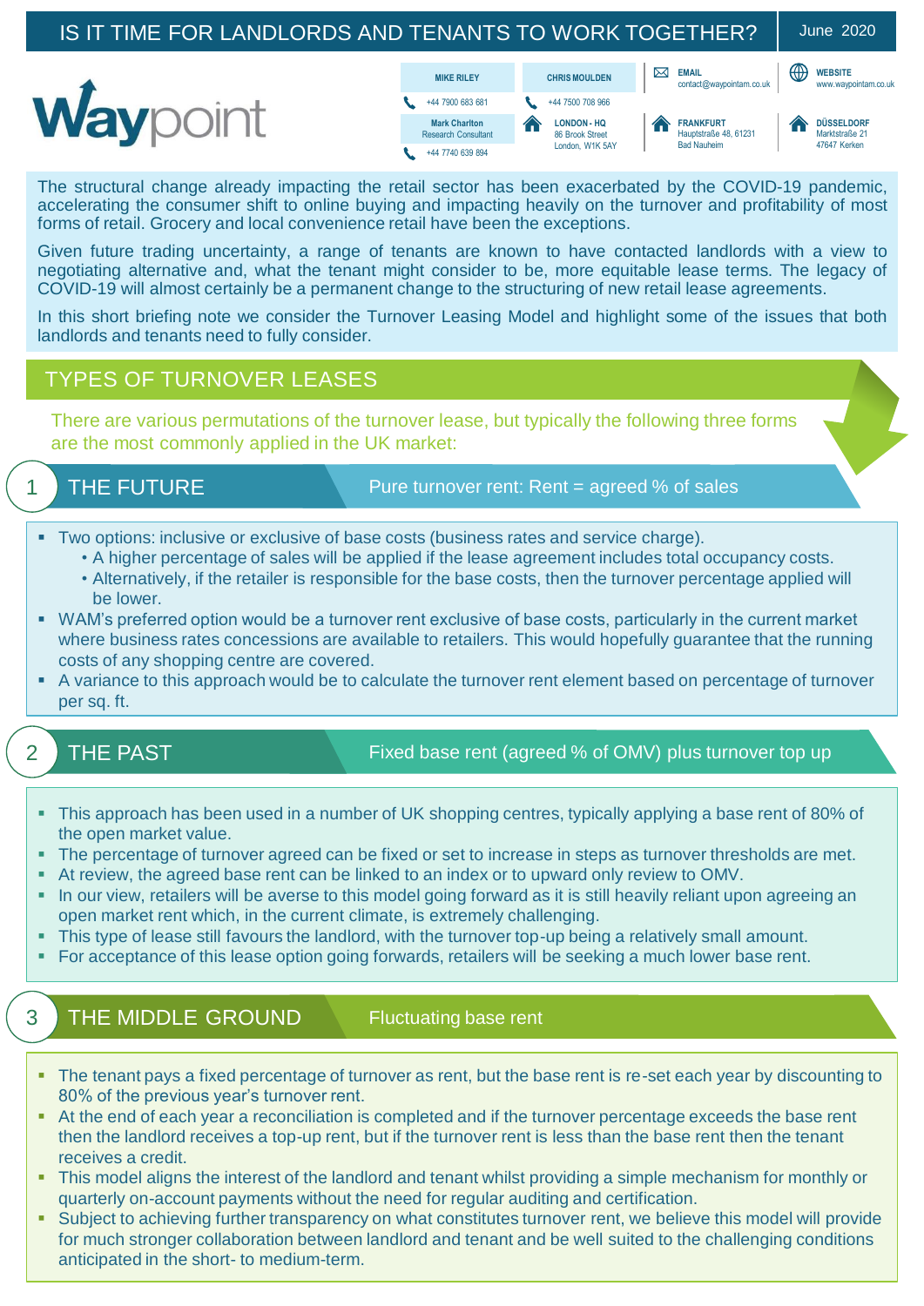# IS IT TIME FOR LANDLORDS AND TENANTS TO WORK TOGETHER?

June 2020

Waypoint

| MIKE RILEY | CHRIS MOULDEN | EMAIL | WEBSITE |
|---|---|---|---|
| +44 7900 683 681 | +44 7500 708 966 | contact@waypointam.co.uk | www.waypointam.co.uk |
| Mark Charlton, Research Consultant | LONDON - HQ, 86 Brook Street, London, W1K 5AY | FRANKFURT, Hauptstraße 48, 61231 Bad Nauheim | DÜSSELDORF, Marktstraße 21, 47647 Kerken |
| +44 7740 639 894 | | | |

The structural change already impacting the retail sector has been exacerbated by the COVID-19 pandemic, accelerating the consumer shift to online buying and impacting heavily on the turnover and profitability of most forms of retail. Grocery and local convenience retail have been the exceptions.

Given future trading uncertainty, a range of tenants are known to have contacted landlords with a view to negotiating alternative and, what the tenant might consider to be, more equitable lease terms. The legacy of COVID-19 will almost certainly be a permanent change to the structuring of new retail lease agreements.

In this short briefing note we consider the Turnover Leasing Model and highlight some of the issues that both landlords and tenants need to fully consider.

## TYPES OF TURNOVER LEASES

There are various permutations of the turnover lease, but typically the following three forms are the most commonly applied in the UK market:

### 1 THE FUTURE — Pure turnover rent: Rent = agreed % of sales

- Two options: inclusive or exclusive of base costs (business rates and service charge).
  - A higher percentage of sales will be applied if the lease agreement includes total occupancy costs.
  - Alternatively, if the retailer is responsible for the base costs, then the turnover percentage applied will be lower.
- WAM's preferred option would be a turnover rent exclusive of base costs, particularly in the current market where business rates concessions are available to retailers. This would hopefully guarantee that the running costs of any shopping centre are covered.
- A variance to this approach would be to calculate the turnover rent element based on percentage of turnover per sq. ft.

### 2 THE PAST — Fixed base rent (agreed % of OMV) plus turnover top up

- This approach has been used in a number of UK shopping centres, typically applying a base rent of 80% of the open market value.
- The percentage of turnover agreed can be fixed or set to increase in steps as turnover thresholds are met.
- At review, the agreed base rent can be linked to an index or to upward only review to OMV.
- In our view, retailers will be averse to this model going forward as it is still heavily reliant upon agreeing an open market rent which, in the current climate, is extremely challenging.
- This type of lease still favours the landlord, with the turnover top-up being a relatively small amount.
- For acceptance of this lease option going forwards, retailers will be seeking a much lower base rent.

### 3 THE MIDDLE GROUND — Fluctuating base rent

- The tenant pays a fixed percentage of turnover as rent, but the base rent is re-set each year by discounting to 80% of the previous year's turnover rent.
- At the end of each year a reconciliation is completed and if the turnover percentage exceeds the base rent then the landlord receives a top-up rent, but if the turnover rent is less than the base rent then the tenant receives a credit.
- This model aligns the interest of the landlord and tenant whilst providing a simple mechanism for monthly or quarterly on-account payments without the need for regular auditing and certification.
- Subject to achieving further transparency on what constitutes turnover rent, we believe this model will provide for much stronger collaboration between landlord and tenant and be well suited to the challenging conditions anticipated in the short- to medium-term.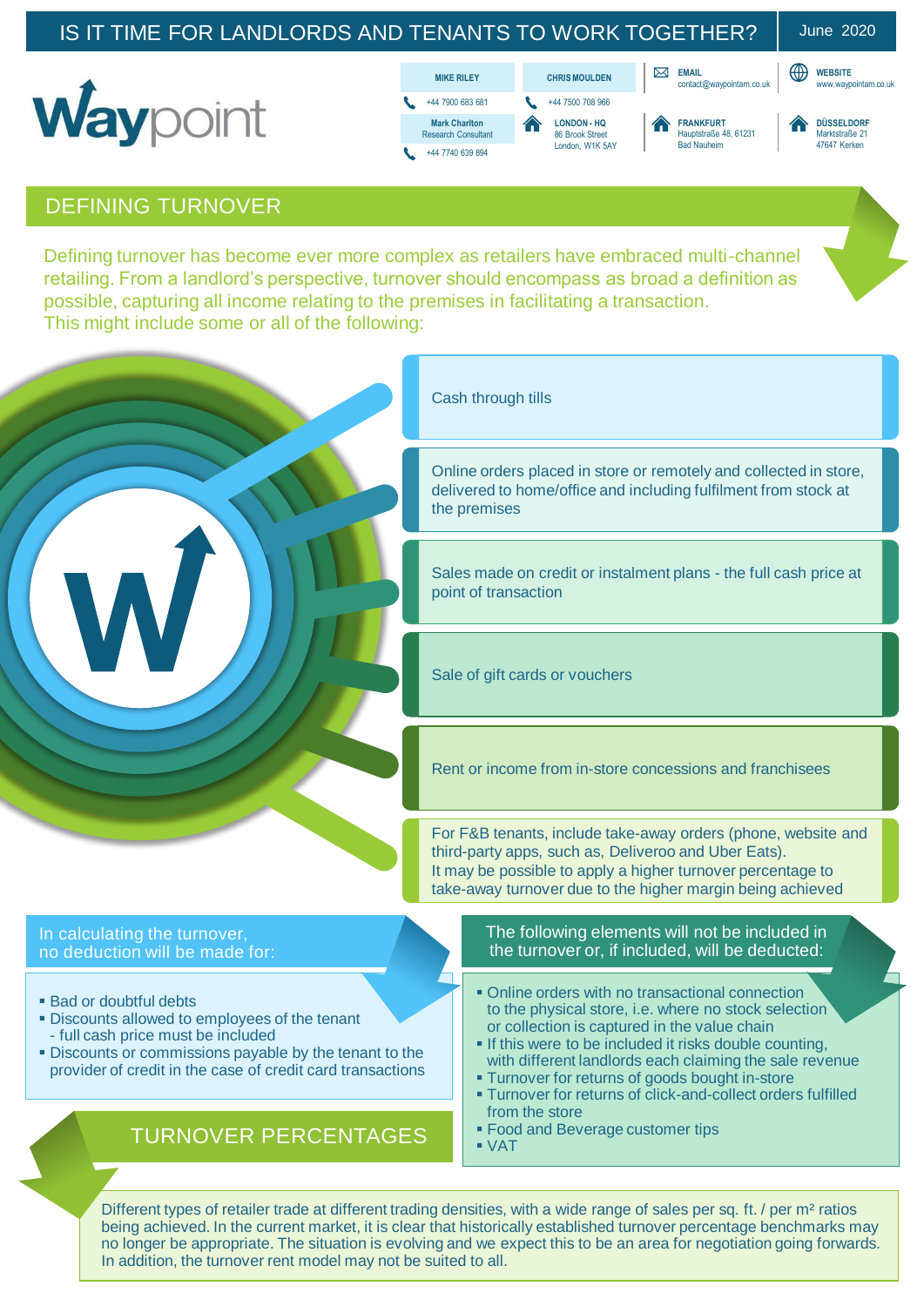# IS IT TIME FOR LANDLORDS AND TENANTS TO WORK TOGETHER?

June 2020

Waypoint

| MIKE RILEY | CHRIS MOULDEN | EMAIL | WEBSITE |
|---|---|---|---|
| +44 7900 683 681 | +44 7500 708 966 | contact@waypointam.co.uk | www.waypointam.co.uk |
| Mark Charlton, Research Consultant | LONDON - HQ, 86 Brook Street, London, W1K 5AY | FRANKFURT, Hauptstraße 48, 61231 Bad Nauheim | DÜSSELDORF, Marktstraße 21, 47647 Kerken |
| +44 7740 639 894 | | | |

## DEFINING TURNOVER

Defining turnover has become ever more complex as retailers have embraced multi-channel retailing. From a landlord's perspective, turnover should encompass as broad a definition as possible, capturing all income relating to the premises in facilitating a transaction. This might include some or all of the following:

- Cash through tills
- Online orders placed in store or remotely and collected in store, delivered to home/office and including fulfilment from stock at the premises
- Sales made on credit or instalment plans - the full cash price at point of transaction
- Sale of gift cards or vouchers
- Rent or income from in-store concessions and franchisees
- For F&B tenants, include take-away orders (phone, website and third-party apps, such as, Deliveroo and Uber Eats). It may be possible to apply a higher turnover percentage to take-away turnover due to the higher margin being achieved

### In calculating the turnover, no deduction will be made for:

- Bad or doubtful debts
- Discounts allowed to employees of the tenant - full cash price must be included
- Discounts or commissions payable by the tenant to the provider of credit in the case of credit card transactions

### The following elements will not be included in the turnover or, if included, will be deducted:

- Online orders with no transactional connection to the physical store, i.e. where no stock selection or collection is captured in the value chain
- If this were to be included it risks double counting, with different landlords each claiming the sale revenue
- Turnover for returns of goods bought in-store
- Turnover for returns of click-and-collect orders fulfilled from the store
- Food and Beverage customer tips
- VAT

## TURNOVER PERCENTAGES

Different types of retailer trade at different trading densities, with a wide range of sales per sq. ft. / per m² ratios being achieved. In the current market, it is clear that historically established turnover percentage benchmarks may no longer be appropriate. The situation is evolving and we expect this to be an area for negotiation going forwards. In addition, the turnover rent model may not be suited to all.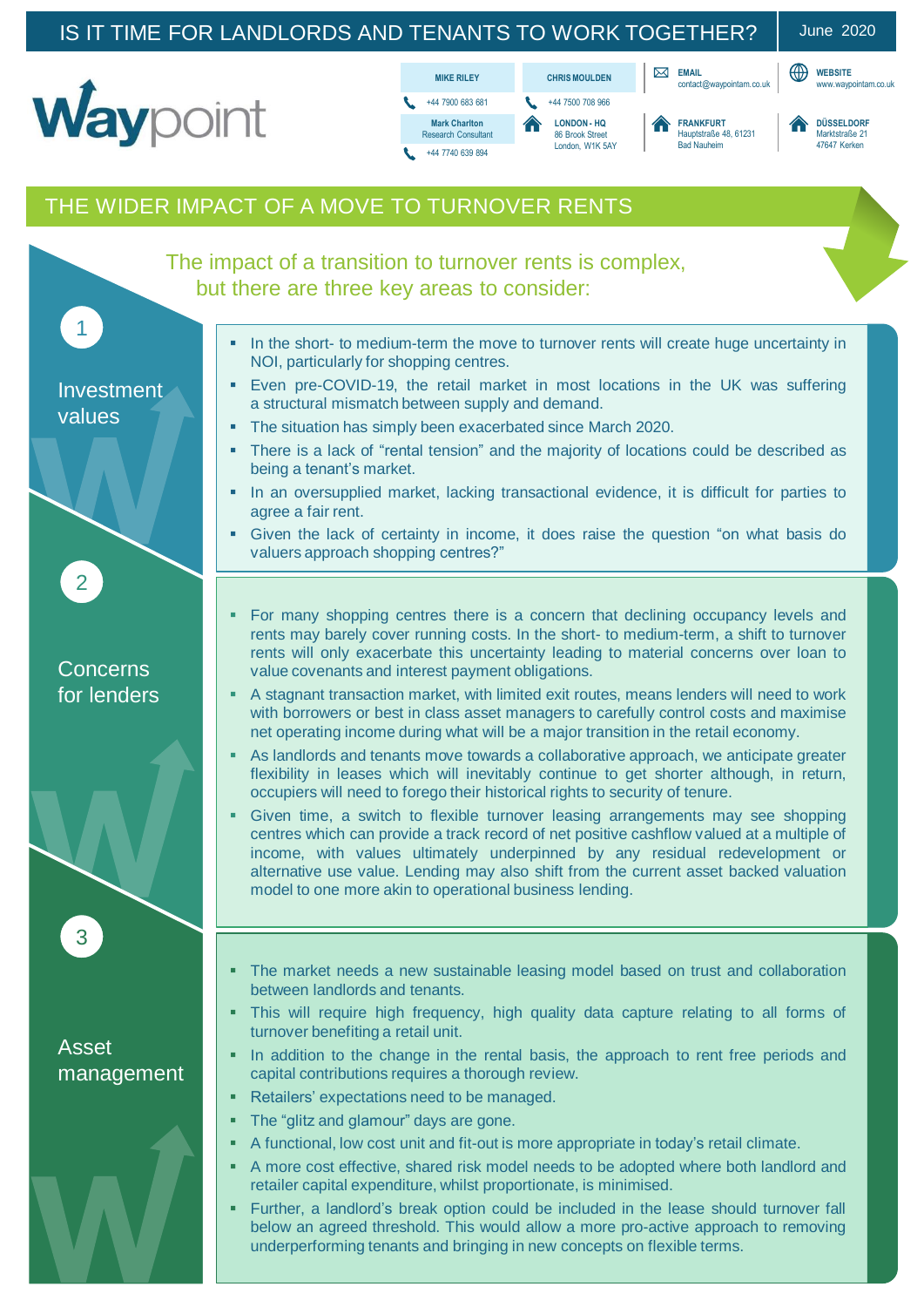# THE WIDER IMPACT OF A MOVE TO TURNOVER RENTS

The impact of a transition to turnover rents is complex, but there are three key areas to consider:

## 1 Investment values

- In the short- to medium-term the move to turnover rents will create huge uncertainty in NOI, particularly for shopping centres.
- Even pre-COVID-19, the retail market in most locations in the UK was suffering a structural mismatch between supply and demand.
- The situation has simply been exacerbated since March 2020.
- There is a lack of "rental tension" and the majority of locations could be described as being a tenant's market.
- In an oversupplied market, lacking transactional evidence, it is difficult for parties to agree a fair rent.
- Given the lack of certainty in income, it does raise the question "on what basis do valuers approach shopping centres?"

## 2 Concerns for lenders

- For many shopping centres there is a concern that declining occupancy levels and rents may barely cover running costs. In the short- to medium-term, a shift to turnover rents will only exacerbate this uncertainty leading to material concerns over loan to value covenants and interest payment obligations.
- A stagnant transaction market, with limited exit routes, means lenders will need to work with borrowers or best in class asset managers to carefully control costs and maximise net operating income during what will be a major transition in the retail economy.
- As landlords and tenants move towards a collaborative approach, we anticipate greater flexibility in leases which will inevitably continue to get shorter although, in return, occupiers will need to forego their historical rights to security of tenure.
- Given time, a switch to flexible turnover leasing arrangements may see shopping centres which can provide a track record of net positive cashflow valued at a multiple of income, with values ultimately underpinned by any residual redevelopment or alternative use value. Lending may also shift from the current asset backed valuation model to one more akin to operational business lending.

## 3 Asset management

- The market needs a new sustainable leasing model based on trust and collaboration between landlords and tenants.
- This will require high frequency, high quality data capture relating to all forms of turnover benefiting a retail unit.
- In addition to the change in the rental basis, the approach to rent free periods and capital contributions requires a thorough review.
- Retailers' expectations need to be managed.
- The "glitz and glamour" days are gone.
- A functional, low cost unit and fit-out is more appropriate in today's retail climate.
- A more cost effective, shared risk model needs to be adopted where both landlord and retailer capital expenditure, whilst proportionate, is minimised.
- Further, a landlord's break option could be included in the lease should turnover fall below an agreed threshold. This would allow a more pro-active approach to removing underperforming tenants and bringing in new concepts on flexible terms.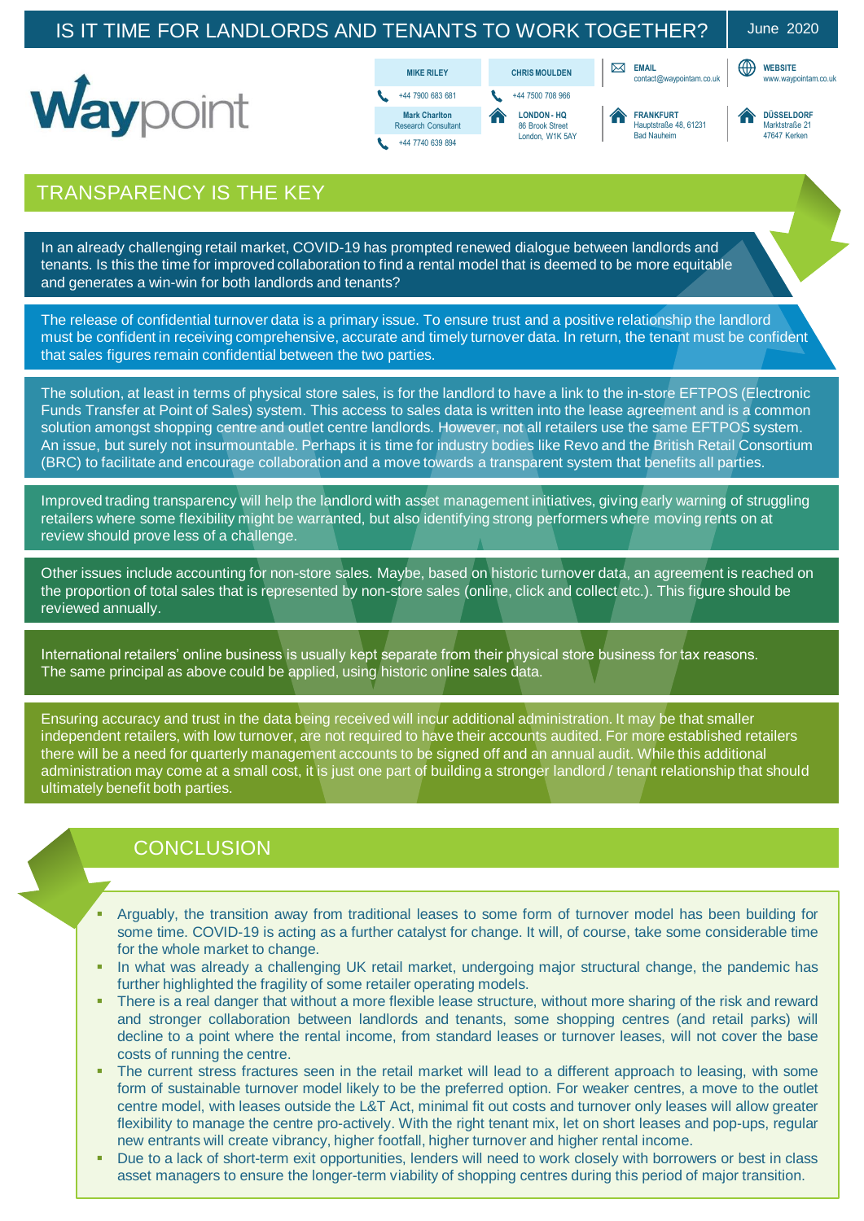# IS IT TIME FOR LANDLORDS AND TENANTS TO WORK TOGETHER?

June 2020

Waypoint

MIKE RILEY
+44 7900 683 681

CHRIS MOULDEN
+44 7500 708 966

Mark Charlton
Research Consultant
+44 7740 639 894

EMAIL
contact@waypointam.co.uk

WEBSITE
www.waypointam.co.uk

LONDON - HQ
86 Brook Street
London, W1K 5AY

FRANKFURT
Hauptstraße 48, 61231
Bad Nauheim

DÜSSELDORF
Marktstraße 21
47647 Kerken

## TRANSPARENCY IS THE KEY

In an already challenging retail market, COVID-19 has prompted renewed dialogue between landlords and tenants. Is this the time for improved collaboration to find a rental model that is deemed to be more equitable and generates a win-win for both landlords and tenants?

The release of confidential turnover data is a primary issue. To ensure trust and a positive relationship the landlord must be confident in receiving comprehensive, accurate and timely turnover data. In return, the tenant must be confident that sales figures remain confidential between the two parties.

The solution, at least in terms of physical store sales, is for the landlord to have a link to the in-store EFTPOS (Electronic Funds Transfer at Point of Sales) system. This access to sales data is written into the lease agreement and is a common solution amongst shopping centre and outlet centre landlords. However, not all retailers use the same EFTPOS system. An issue, but surely not insurmountable. Perhaps it is time for industry bodies like Revo and the British Retail Consortium (BRC) to facilitate and encourage collaboration and a move towards a transparent system that benefits all parties.

Improved trading transparency will help the landlord with asset management initiatives, giving early warning of struggling retailers where some flexibility might be warranted, but also identifying strong performers where moving rents on at review should prove less of a challenge.

Other issues include accounting for non-store sales. Maybe, based on historic turnover data, an agreement is reached on the proportion of total sales that is represented by non-store sales (online, click and collect etc.). This figure should be reviewed annually.

International retailers' online business is usually kept separate from their physical store business for tax reasons. The same principal as above could be applied, using historic online sales data.

Ensuring accuracy and trust in the data being received will incur additional administration. It may be that smaller independent retailers, with low turnover, are not required to have their accounts audited. For more established retailers there will be a need for quarterly management accounts to be signed off and an annual audit. While this additional administration may come at a small cost, it is just one part of building a stronger landlord / tenant relationship that should ultimately benefit both parties.

## CONCLUSION

- Arguably, the transition away from traditional leases to some form of turnover model has been building for some time. COVID-19 is acting as a further catalyst for change. It will, of course, take some considerable time for the whole market to change.
- In what was already a challenging UK retail market, undergoing major structural change, the pandemic has further highlighted the fragility of some retailer operating models.
- There is a real danger that without a more flexible lease structure, without more sharing of the risk and reward and stronger collaboration between landlords and tenants, some shopping centres (and retail parks) will decline to a point where the rental income, from standard leases or turnover leases, will not cover the base costs of running the centre.
- The current stress fractures seen in the retail market will lead to a different approach to leasing, with some form of sustainable turnover model likely to be the preferred option. For weaker centres, a move to the outlet centre model, with leases outside the L&T Act, minimal fit out costs and turnover only leases will allow greater flexibility to manage the centre pro-actively. With the right tenant mix, let on short leases and pop-ups, regular new entrants will create vibrancy, higher footfall, higher turnover and higher rental income.
- Due to a lack of short-term exit opportunities, lenders will need to work closely with borrowers or best in class asset managers to ensure the longer-term viability of shopping centres during this period of major transition.